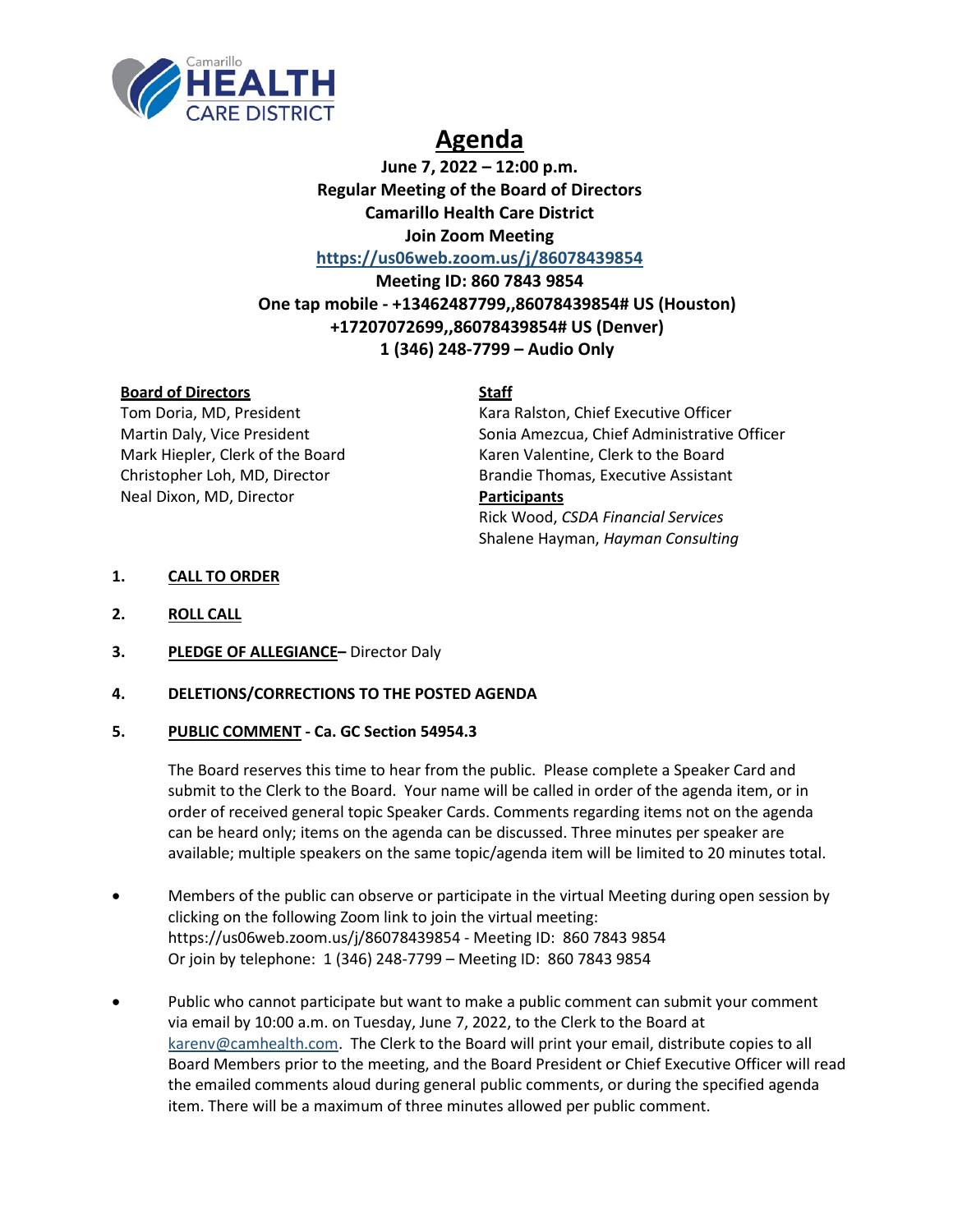Camarillo HEALTH CARE DISTRICT

# Agenda

**June 7, 2022 – 12:00 p.m.**
**Regular Meeting of the Board of Directors**
**Camarillo Health Care District**
**Join Zoom Meeting**
**https://us06web.zoom.us/j/86078439854**
**Meeting ID: 860 7843 9854**
**One tap mobile - +13462487799,,86078439854# US (Houston)**
**+17207072699,,86078439854# US (Denver)**
**1 (346) 248-7799 – Audio Only**

**Board of Directors**
Tom Doria, MD, President
Martin Daly, Vice President
Mark Hiepler, Clerk of the Board
Christopher Loh, MD, Director
Neal Dixon, MD, Director

**Staff**
Kara Ralston, Chief Executive Officer
Sonia Amezcua, Chief Administrative Officer
Karen Valentine, Clerk to the Board
Brandie Thomas, Executive Assistant

**Participants**
Rick Wood, *CSDA Financial Services*
Shalene Hayman, *Hayman Consulting*

1. **CALL TO ORDER**

2. **ROLL CALL**

3. **PLEDGE OF ALLEGIANCE**– Director Daly

4. **DELETIONS/CORRECTIONS TO THE POSTED AGENDA**

5. **PUBLIC COMMENT - Ca. GC Section 54954.3**

   The Board reserves this time to hear from the public. Please complete a Speaker Card and submit to the Clerk to the Board. Your name will be called in order of the agenda item, or in order of received general topic Speaker Cards. Comments regarding items not on the agenda can be heard only; items on the agenda can be discussed. Three minutes per speaker are available; multiple speakers on the same topic/agenda item will be limited to 20 minutes total.

- Members of the public can observe or participate in the virtual Meeting during open session by clicking on the following Zoom link to join the virtual meeting: https://us06web.zoom.us/j/86078439854 - Meeting ID: 860 7843 9854
  Or join by telephone: 1 (346) 248-7799 – Meeting ID: 860 7843 9854

- Public who cannot participate but want to make a public comment can submit your comment via email by 10:00 a.m. on Tuesday, June 7, 2022, to the Clerk to the Board at karenv@camhealth.com. The Clerk to the Board will print your email, distribute copies to all Board Members prior to the meeting, and the Board President or Chief Executive Officer will read the emailed comments aloud during general public comments, or during the specified agenda item. There will be a maximum of three minutes allowed per public comment.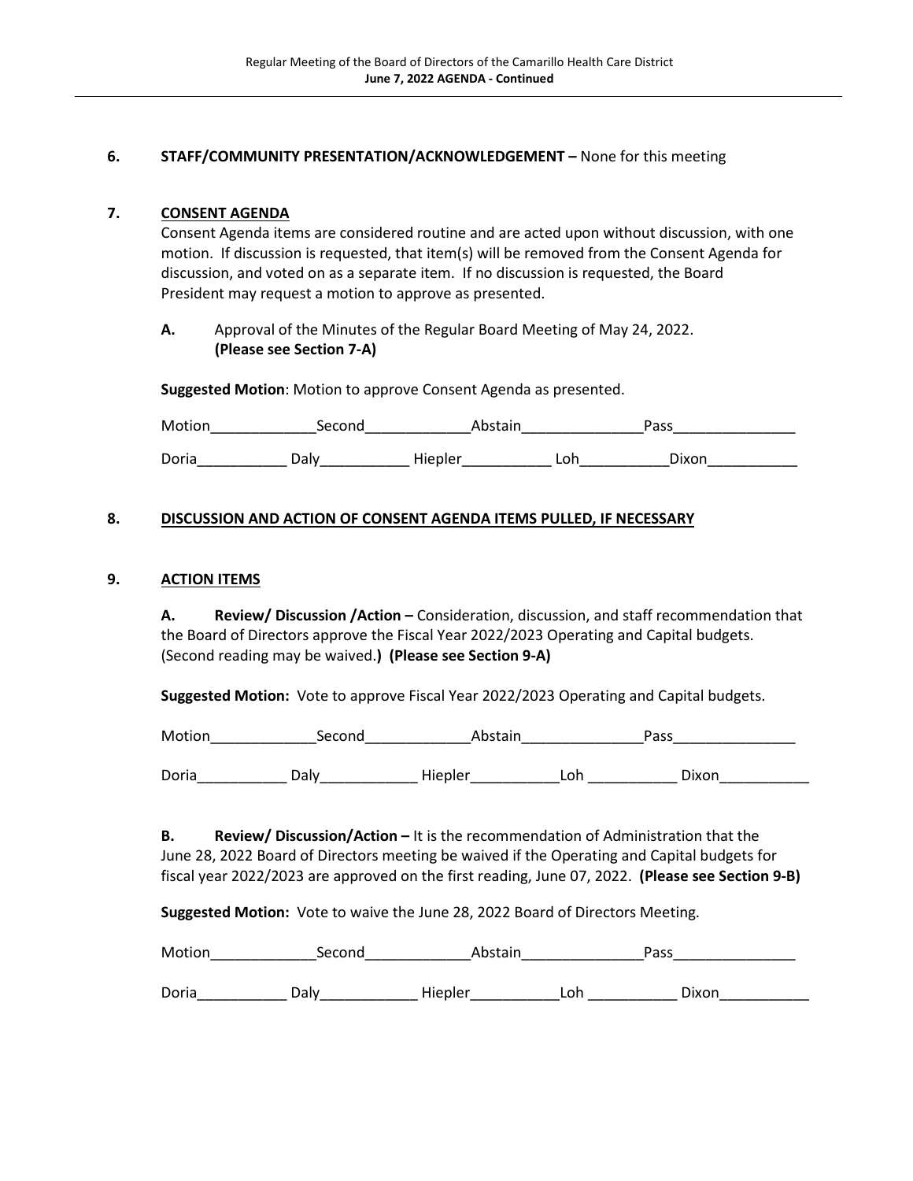**6. STAFF/COMMUNITY PRESENTATION/ACKNOWLEDGEMENT –** None for this meeting

**7. CONSENT AGENDA**

Consent Agenda items are considered routine and are acted upon without discussion, with one motion. If discussion is requested, that item(s) will be removed from the Consent Agenda for discussion, and voted on as a separate item. If no discussion is requested, the Board President may request a motion to approve as presented.

**A.** Approval of the Minutes of the Regular Board Meeting of May 24, 2022. **(Please see Section 7-A)**

**Suggested Motion**: Motion to approve Consent Agenda as presented.

Motion_____________Second_____________Abstain_______________Pass_______________

Doria___________ Daly___________ Hiepler___________ Loh___________Dixon___________

**8. DISCUSSION AND ACTION OF CONSENT AGENDA ITEMS PULLED, IF NECESSARY**

**9. ACTION ITEMS**

**A. Review/ Discussion /Action –** Consideration, discussion, and staff recommendation that the Board of Directors approve the Fiscal Year 2022/2023 Operating and Capital budgets. (Second reading may be waived.**) (Please see Section 9-A)**

**Suggested Motion:** Vote to approve Fiscal Year 2022/2023 Operating and Capital budgets.

Motion_____________Second_____________Abstain_______________Pass_______________

Doria___________ Daly____________ Hiepler___________Loh ___________ Dixon___________

**B. Review/ Discussion/Action –** It is the recommendation of Administration that the June 28, 2022 Board of Directors meeting be waived if the Operating and Capital budgets for fiscal year 2022/2023 are approved on the first reading, June 07, 2022. **(Please see Section 9-B)**

**Suggested Motion:** Vote to waive the June 28, 2022 Board of Directors Meeting.

Motion_____________Second_____________Abstain_______________Pass_______________

Doria___________ Daly____________ Hiepler___________Loh ___________ Dixon___________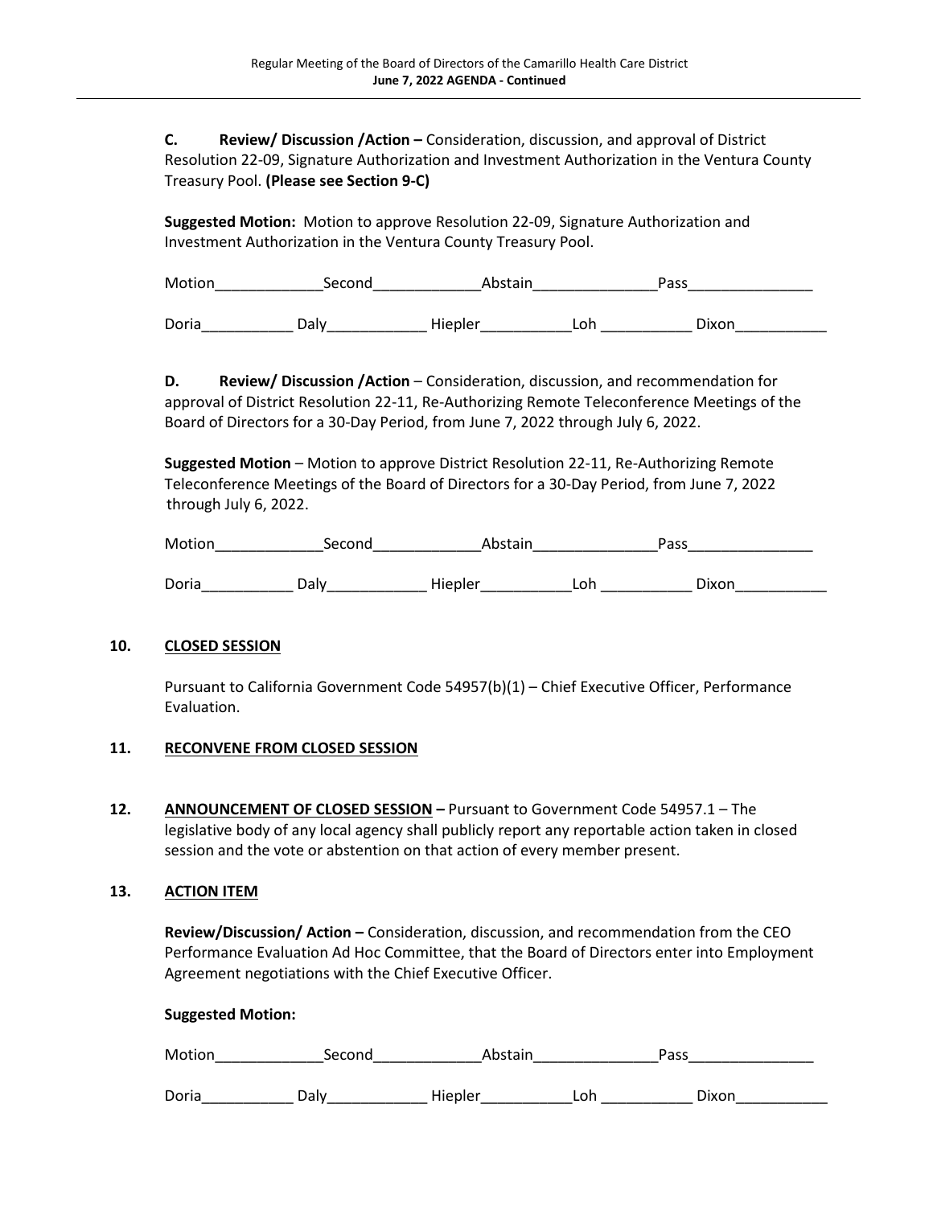**C. Review/ Discussion /Action –** Consideration, discussion, and approval of District Resolution 22-09, Signature Authorization and Investment Authorization in the Ventura County Treasury Pool. **(Please see Section 9-C)**

**Suggested Motion:** Motion to approve Resolution 22-09, Signature Authorization and Investment Authorization in the Ventura County Treasury Pool.

Motion_____________Second_____________Abstain_______________Pass_______________

Doria___________ Daly____________ Hiepler___________Loh ___________ Dixon___________

**D. Review/ Discussion /Action** – Consideration, discussion, and recommendation for approval of District Resolution 22-11, Re-Authorizing Remote Teleconference Meetings of the Board of Directors for a 30-Day Period, from June 7, 2022 through July 6, 2022.

**Suggested Motion** – Motion to approve District Resolution 22-11, Re-Authorizing Remote Teleconference Meetings of the Board of Directors for a 30-Day Period, from June 7, 2022 through July 6, 2022.

Motion_____________Second_____________Abstain_______________Pass_______________

Doria___________ Daly____________ Hiepler___________Loh ___________ Dixon___________

**10. CLOSED SESSION**

Pursuant to California Government Code 54957(b)(1) – Chief Executive Officer, Performance Evaluation.

**11. RECONVENE FROM CLOSED SESSION**

**12. ANNOUNCEMENT OF CLOSED SESSION –** Pursuant to Government Code 54957.1 – The legislative body of any local agency shall publicly report any reportable action taken in closed session and the vote or abstention on that action of every member present.

**13. ACTION ITEM**

**Review/Discussion/ Action –** Consideration, discussion, and recommendation from the CEO Performance Evaluation Ad Hoc Committee, that the Board of Directors enter into Employment Agreement negotiations with the Chief Executive Officer.

**Suggested Motion:**

Motion_____________Second_____________Abstain_______________Pass_______________

Doria___________ Daly____________ Hiepler___________Loh ___________ Dixon___________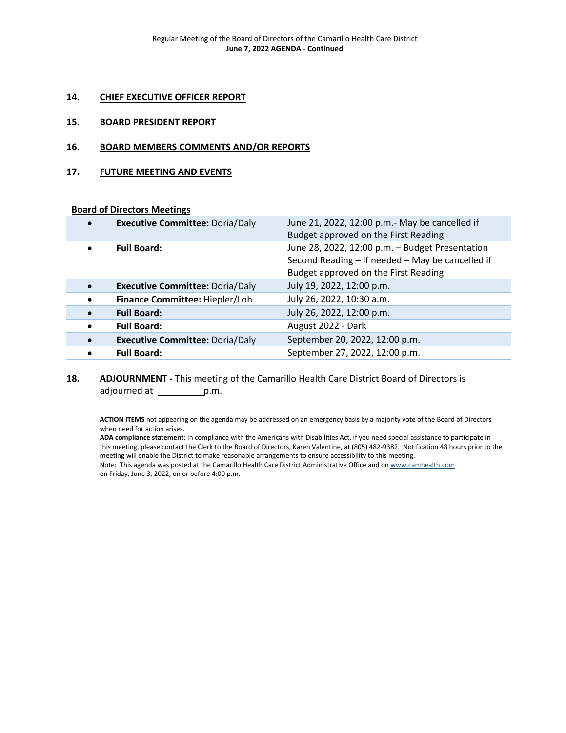**14. CHIEF EXECUTIVE OFFICER REPORT**

**15. BOARD PRESIDENT REPORT**

**16. BOARD MEMBERS COMMENTS AND/OR REPORTS**

**17. FUTURE MEETING AND EVENTS**

| **Board of Directors Meetings** | |
|---|---|
| • **Executive Committee:** Doria/Daly | June 21, 2022, 12:00 p.m.- May be cancelled if Budget approved on the First Reading |
| • **Full Board:** | June 28, 2022, 12:00 p.m. – Budget Presentation Second Reading – If needed – May be cancelled if Budget approved on the First Reading |
| • **Executive Committee:** Doria/Daly | July 19, 2022, 12:00 p.m. |
| • **Finance Committee:** Hiepler/Loh | July 26, 2022, 10:30 a.m. |
| • **Full Board:** | July 26, 2022, 12:00 p.m. |
| • **Full Board:** | August 2022 - Dark |
| • **Executive Committee:** Doria/Daly | September 20, 2022, 12:00 p.m. |
| • **Full Board:** | September 27, 2022, 12:00 p.m. |

**18. ADJOURNMENT -** This meeting of the Camarillo Health Care District Board of Directors is adjourned at \_\_\_\_\_\_\_\_\_p.m.

**ACTION ITEMS** not appearing on the agenda may be addressed on an emergency basis by a majority vote of the Board of Directors when need for action arises.

**ADA compliance statement**: In compliance with the Americans with Disabilities Act, if you need special assistance to participate in this meeting, please contact the Clerk to the Board of Directors, Karen Valentine, at (805) 482-9382. Notification 48 hours prior to the meeting will enable the District to make reasonable arrangements to ensure accessibility to this meeting.

Note: This agenda was posted at the Camarillo Health Care District Administrative Office and on www.camhealth.com on Friday, June 3, 2022, on or before 4:00 p.m.